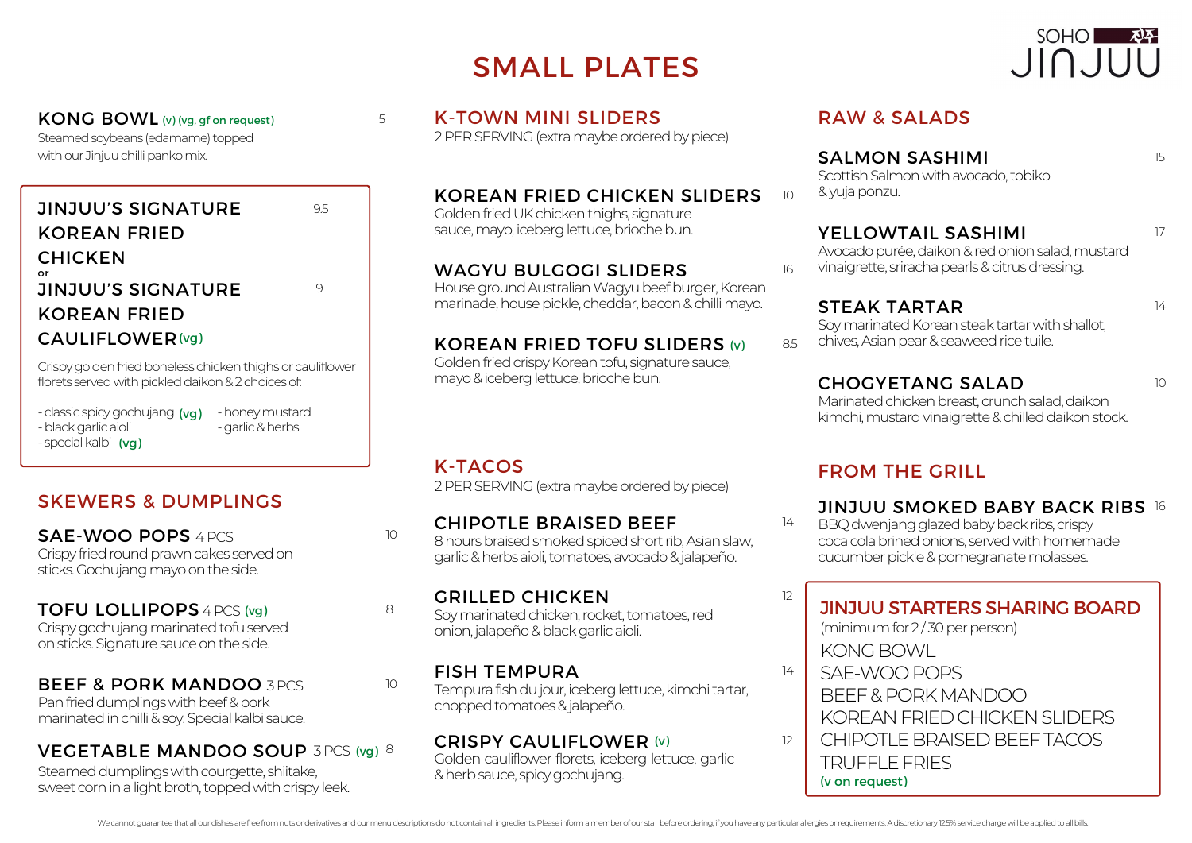# SMALL PLATES

SOHO JINJUU

**KONG BOWL** (v) (vg, gf on request) — 5

Steamed soybeans (edamame) topped with our Jinjuu chilli panko mix.

**JINJUU'S SIGNATURE KOREAN FRIED CHICKEN** — 9.5

or

**JINJUU'S SIGNATURE KOREAN FRIED CAULIFLOWER** (vg) — 9

Crispy golden fried boneless chicken thighs or cauliflower florets served with pickled daikon & 2 choices of:

- classic spicy gochujang (vg)
- black garlic aioli
- special kalbi (vg)
- honey mustard
- garlic & herbs

## SKEWERS & DUMPLINGS

**SAE-WOO POPS** 4 PCS — 10

Crispy fried round prawn cakes served on sticks. Gochujang mayo on the side.

**TOFU LOLLIPOPS** 4 PCS (vg) — 8

Crispy gochujang marinated tofu served on sticks. Signature sauce on the side.

**BEEF & PORK MANDOO** 3 PCS — 10

Pan fried dumplings with beef & pork marinated in chilli & soy. Special kalbi sauce.

**VEGETABLE MANDOO SOUP** 3 PCS (vg) — 8

Steamed dumplings with courgette, shiitake, sweet corn in a light broth, topped with crispy leek.

## K-TOWN MINI SLIDERS

2 PER SERVING (extra maybe ordered by piece)

**KOREAN FRIED CHICKEN SLIDERS** — 10

Golden fried UK chicken thighs, signature sauce, mayo, iceberg lettuce, brioche bun.

**WAGYU BULGOGI SLIDERS** — 16

House ground Australian Wagyu beef burger, Korean marinade, house pickle, cheddar, bacon & chilli mayo.

**KOREAN FRIED TOFU SLIDERS** (v) — 8.5

Golden fried crispy Korean tofu, signature sauce, mayo & iceberg lettuce, brioche bun.

## K-TACOS

2 PER SERVING (extra maybe ordered by piece)

**CHIPOTLE BRAISED BEEF** — 14

8 hours braised smoked spiced short rib, Asian slaw, garlic & herbs aioli, tomatoes, avocado & jalapeño.

**GRILLED CHICKEN** — 12

Soy marinated chicken, rocket, tomatoes, red onion, jalapeño & black garlic aioli.

**FISH TEMPURA** — 14

Tempura fish du jour, iceberg lettuce, kimchi tartar, chopped tomatoes & jalapeño.

**CRISPY CAULIFLOWER** (v) — 12

Golden cauliflower florets, iceberg lettuce, garlic & herb sauce, spicy gochujang.

## RAW & SALADS

**SALMON SASHIMI** — 15

Scottish Salmon with avocado, tobiko & yuja ponzu.

**YELLOWTAIL SASHIMI** — 17

Avocado purée, daikon & red onion salad, mustard vinaigrette, sriracha pearls & citrus dressing.

**STEAK TARTAR** — 14

Soy marinated Korean steak tartar with shallot, chives, Asian pear & seaweed rice tuile.

**CHOGYETANG SALAD** — 10

Marinated chicken breast, crunch salad, daikon kimchi, mustard vinaigrette & chilled daikon stock.

## FROM THE GRILL

**JINJUU SMOKED BABY BACK RIBS** — 16

BBQ dwenjang glazed baby back ribs, crispy coca cola brined onions, served with homemade cucumber pickle & pomegranate molasses.

## JINJUU STARTERS SHARING BOARD

(minimum for 2 / 30 per person)

KONG BOWL
SAE-WOO POPS
BEEF & PORK MANDOO
KOREAN FRIED CHICKEN SLIDERS
CHIPOTLE BRAISED BEEF TACOS
TRUFFLE FRIES

(v on request)

We cannot guarantee that all our dishes are free from nuts or derivatives and our menu descriptions do not contain all ingredients. Please inform a member of our sta before ordering, if you have any particular allergies or requirements. A discretionary 12.5% service charge will be applied to all bills.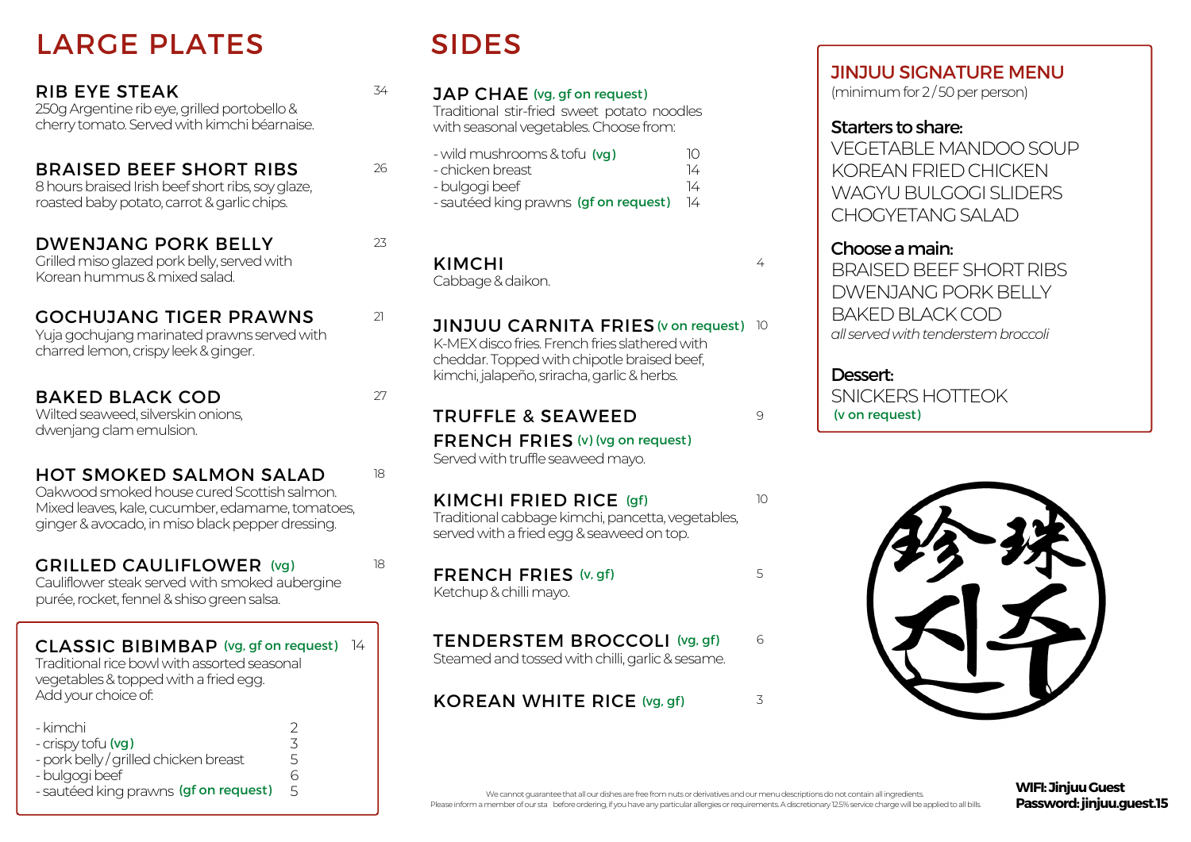# LARGE PLATES

### RIB EYE STEAK 34
250g Argentine rib eye, grilled portobello & cherry tomato. Served with kimchi béarnaise.

### BRAISED BEEF SHORT RIBS 26
8 hours braised Irish beef short ribs, soy glaze, roasted baby potato, carrot & garlic chips.

### DWENJANG PORK BELLY 23
Grilled miso glazed pork belly, served with Korean hummus & mixed salad.

### GOCHUJANG TIGER PRAWNS 21
Yuja gochujang marinated prawns served with charred lemon, crispy leek & ginger.

### BAKED BLACK COD 27
Wilted seaweed, silverskin onions, dwenjang clam emulsion.

### HOT SMOKED SALMON SALAD 18
Oakwood smoked house cured Scottish salmon. Mixed leaves, kale, cucumber, edamame, tomatoes, ginger & avocado, in miso black pepper dressing.

### GRILLED CAULIFLOWER (vg) 18
Cauliflower steak served with smoked aubergine purée, rocket, fennel & shiso green salsa.

### CLASSIC BIBIMBAP (vg, gf on request) 14
Traditional rice bowl with assorted seasonal vegetables & topped with a fried egg.
Add your choice of:

- kimchi 2
- crispy tofu (vg) 3
- pork belly / grilled chicken breast 5
- bulgogi beef 6
- sautéed king prawns (gf on request) 5

# SIDES

### JAP CHAE (vg, gf on request)
Traditional stir-fried sweet potato noodles with seasonal vegetables. Choose from:

- wild mushrooms & tofu (vg) 10
- chicken breast 14
- bulgogi beef 14
- sautéed king prawns (gf on request) 14

### KIMCHI 4
Cabbage & daikon.

### JINJUU CARNITA FRIES (v on request) 10
K-MEX disco fries. French fries slathered with cheddar. Topped with chipotle braised beef, kimchi, jalapeño, sriracha, garlic & herbs.

### TRUFFLE & SEAWEED FRENCH FRIES (v) (vg on request) 9
Served with truffle seaweed mayo.

### KIMCHI FRIED RICE (gf) 10
Traditional cabbage kimchi, pancetta, vegetables, served with a fried egg & seaweed on top.

### FRENCH FRIES (v, gf) 5
Ketchup & chilli mayo.

### TENDERSTEM BROCCOLI (vg, gf) 6
Steamed and tossed with chilli, garlic & sesame.

### KOREAN WHITE RICE (vg, gf) 3

## JINJUU SIGNATURE MENU
(minimum for 2 / 50 per person)

**Starters to share:**
VEGETABLE MANDOO SOUP
KOREAN FRIED CHICKEN
WAGYU BULGOGI SLIDERS
CHOGYETANG SALAD

**Choose a main:**
BRAISED BEEF SHORT RIBS
DWENJANG PORK BELLY
BAKED BLACK COD
*all served with tenderstem broccoli*

**Dessert:**
SNICKERS HOTTEOK
(v on request)

We cannot guarantee that all our dishes are free from nuts or derivatives and our menu descriptions do not contain all ingredients.
Please inform a member of our sta before ordering, if you have any particular allergies or requirements. A discretionary 12.5% service charge will be applied to all bills.

**WIFI: Jinjuu Guest**
**Password: jinjuu.guest.15**